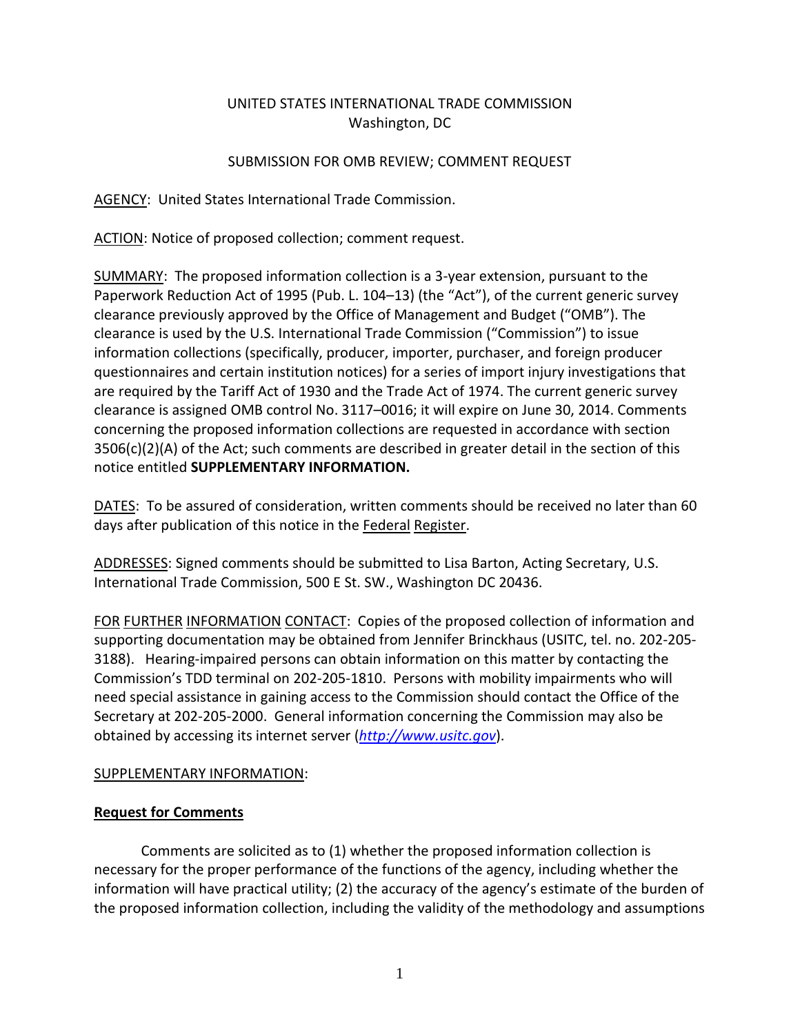UNITED STATES INTERNATIONAL TRADE COMMISSION
Washington, DC

SUBMISSION FOR OMB REVIEW; COMMENT REQUEST

AGENCY: United States International Trade Commission.

ACTION: Notice of proposed collection; comment request.

SUMMARY: The proposed information collection is a 3-year extension, pursuant to the Paperwork Reduction Act of 1995 (Pub. L. 104–13) (the "Act"), of the current generic survey clearance previously approved by the Office of Management and Budget ("OMB"). The clearance is used by the U.S. International Trade Commission ("Commission") to issue information collections (specifically, producer, importer, purchaser, and foreign producer questionnaires and certain institution notices) for a series of import injury investigations that are required by the Tariff Act of 1930 and the Trade Act of 1974. The current generic survey clearance is assigned OMB control No. 3117–0016; it will expire on June 30, 2014. Comments concerning the proposed information collections are requested in accordance with section 3506(c)(2)(A) of the Act; such comments are described in greater detail in the section of this notice entitled **SUPPLEMENTARY INFORMATION.**

DATES: To be assured of consideration, written comments should be received no later than 60 days after publication of this notice in the Federal Register.

ADDRESSES: Signed comments should be submitted to Lisa Barton, Acting Secretary, U.S. International Trade Commission, 500 E St. SW., Washington DC 20436.

FOR FURTHER INFORMATION CONTACT: Copies of the proposed collection of information and supporting documentation may be obtained from Jennifer Brinckhaus (USITC, tel. no. 202-205-3188). Hearing-impaired persons can obtain information on this matter by contacting the Commission's TDD terminal on 202-205-1810. Persons with mobility impairments who will need special assistance in gaining access to the Commission should contact the Office of the Secretary at 202-205-2000. General information concerning the Commission may also be obtained by accessing its internet server (*http://www.usitc.gov*).

SUPPLEMENTARY INFORMATION:

**Request for Comments**

Comments are solicited as to (1) whether the proposed information collection is necessary for the proper performance of the functions of the agency, including whether the information will have practical utility; (2) the accuracy of the agency's estimate of the burden of the proposed information collection, including the validity of the methodology and assumptions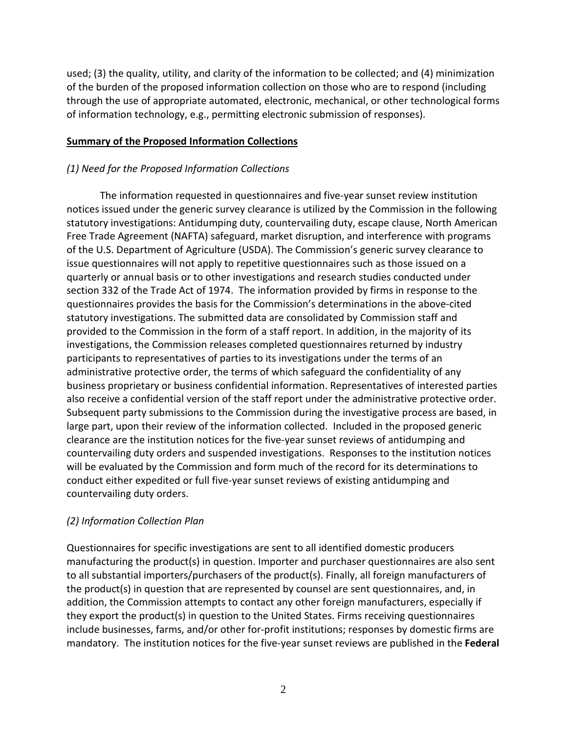used; (3) the quality, utility, and clarity of the information to be collected; and (4) minimization of the burden of the proposed information collection on those who are to respond (including through the use of appropriate automated, electronic, mechanical, or other technological forms of information technology, e.g., permitting electronic submission of responses).

**Summary of the Proposed Information Collections**

*(1) Need for the Proposed Information Collections*

The information requested in questionnaires and five-year sunset review institution notices issued under the generic survey clearance is utilized by the Commission in the following statutory investigations: Antidumping duty, countervailing duty, escape clause, North American Free Trade Agreement (NAFTA) safeguard, market disruption, and interference with programs of the U.S. Department of Agriculture (USDA). The Commission's generic survey clearance to issue questionnaires will not apply to repetitive questionnaires such as those issued on a quarterly or annual basis or to other investigations and research studies conducted under section 332 of the Trade Act of 1974. The information provided by firms in response to the questionnaires provides the basis for the Commission's determinations in the above-cited statutory investigations. The submitted data are consolidated by Commission staff and provided to the Commission in the form of a staff report. In addition, in the majority of its investigations, the Commission releases completed questionnaires returned by industry participants to representatives of parties to its investigations under the terms of an administrative protective order, the terms of which safeguard the confidentiality of any business proprietary or business confidential information. Representatives of interested parties also receive a confidential version of the staff report under the administrative protective order. Subsequent party submissions to the Commission during the investigative process are based, in large part, upon their review of the information collected. Included in the proposed generic clearance are the institution notices for the five-year sunset reviews of antidumping and countervailing duty orders and suspended investigations. Responses to the institution notices will be evaluated by the Commission and form much of the record for its determinations to conduct either expedited or full five-year sunset reviews of existing antidumping and countervailing duty orders.

*(2) Information Collection Plan*

Questionnaires for specific investigations are sent to all identified domestic producers manufacturing the product(s) in question. Importer and purchaser questionnaires are also sent to all substantial importers/purchasers of the product(s). Finally, all foreign manufacturers of the product(s) in question that are represented by counsel are sent questionnaires, and, in addition, the Commission attempts to contact any other foreign manufacturers, especially if they export the product(s) in question to the United States. Firms receiving questionnaires include businesses, farms, and/or other for-profit institutions; responses by domestic firms are mandatory. The institution notices for the five-year sunset reviews are published in the **Federal**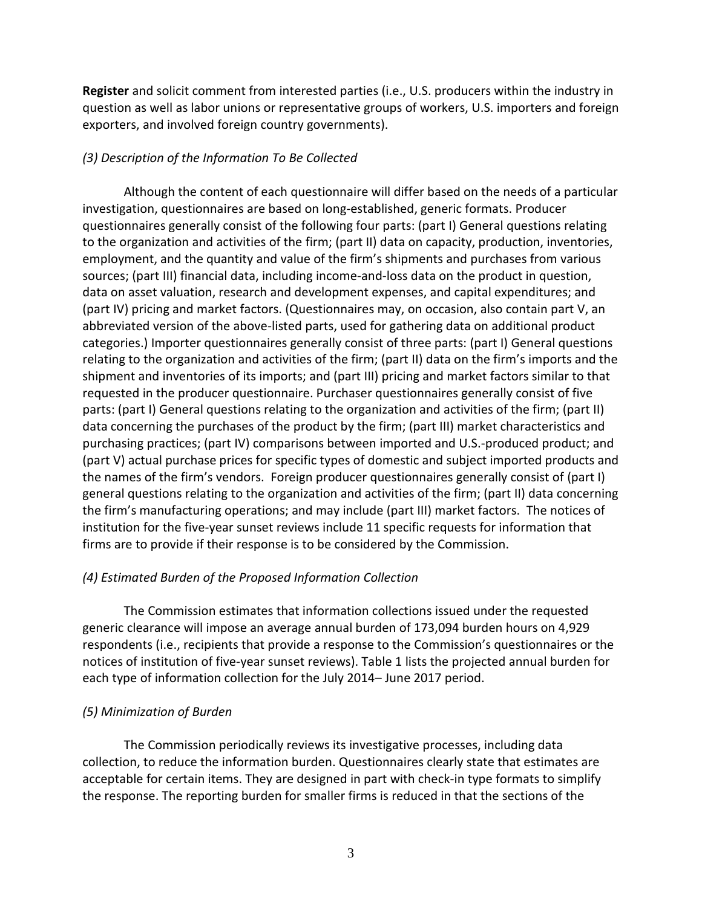**Register** and solicit comment from interested parties (i.e., U.S. producers within the industry in question as well as labor unions or representative groups of workers, U.S. importers and foreign exporters, and involved foreign country governments).

*(3) Description of the Information To Be Collected*

Although the content of each questionnaire will differ based on the needs of a particular investigation, questionnaires are based on long-established, generic formats. Producer questionnaires generally consist of the following four parts: (part I) General questions relating to the organization and activities of the firm; (part II) data on capacity, production, inventories, employment, and the quantity and value of the firm's shipments and purchases from various sources; (part III) financial data, including income-and-loss data on the product in question, data on asset valuation, research and development expenses, and capital expenditures; and (part IV) pricing and market factors. (Questionnaires may, on occasion, also contain part V, an abbreviated version of the above-listed parts, used for gathering data on additional product categories.) Importer questionnaires generally consist of three parts: (part I) General questions relating to the organization and activities of the firm; (part II) data on the firm's imports and the shipment and inventories of its imports; and (part III) pricing and market factors similar to that requested in the producer questionnaire. Purchaser questionnaires generally consist of five parts: (part I) General questions relating to the organization and activities of the firm; (part II) data concerning the purchases of the product by the firm; (part III) market characteristics and purchasing practices; (part IV) comparisons between imported and U.S.-produced product; and (part V) actual purchase prices for specific types of domestic and subject imported products and the names of the firm's vendors. Foreign producer questionnaires generally consist of (part I) general questions relating to the organization and activities of the firm; (part II) data concerning the firm's manufacturing operations; and may include (part III) market factors. The notices of institution for the five-year sunset reviews include 11 specific requests for information that firms are to provide if their response is to be considered by the Commission.

*(4) Estimated Burden of the Proposed Information Collection*

The Commission estimates that information collections issued under the requested generic clearance will impose an average annual burden of 173,094 burden hours on 4,929 respondents (i.e., recipients that provide a response to the Commission's questionnaires or the notices of institution of five-year sunset reviews). Table 1 lists the projected annual burden for each type of information collection for the July 2014– June 2017 period.

*(5) Minimization of Burden*

The Commission periodically reviews its investigative processes, including data collection, to reduce the information burden. Questionnaires clearly state that estimates are acceptable for certain items. They are designed in part with check-in type formats to simplify the response. The reporting burden for smaller firms is reduced in that the sections of the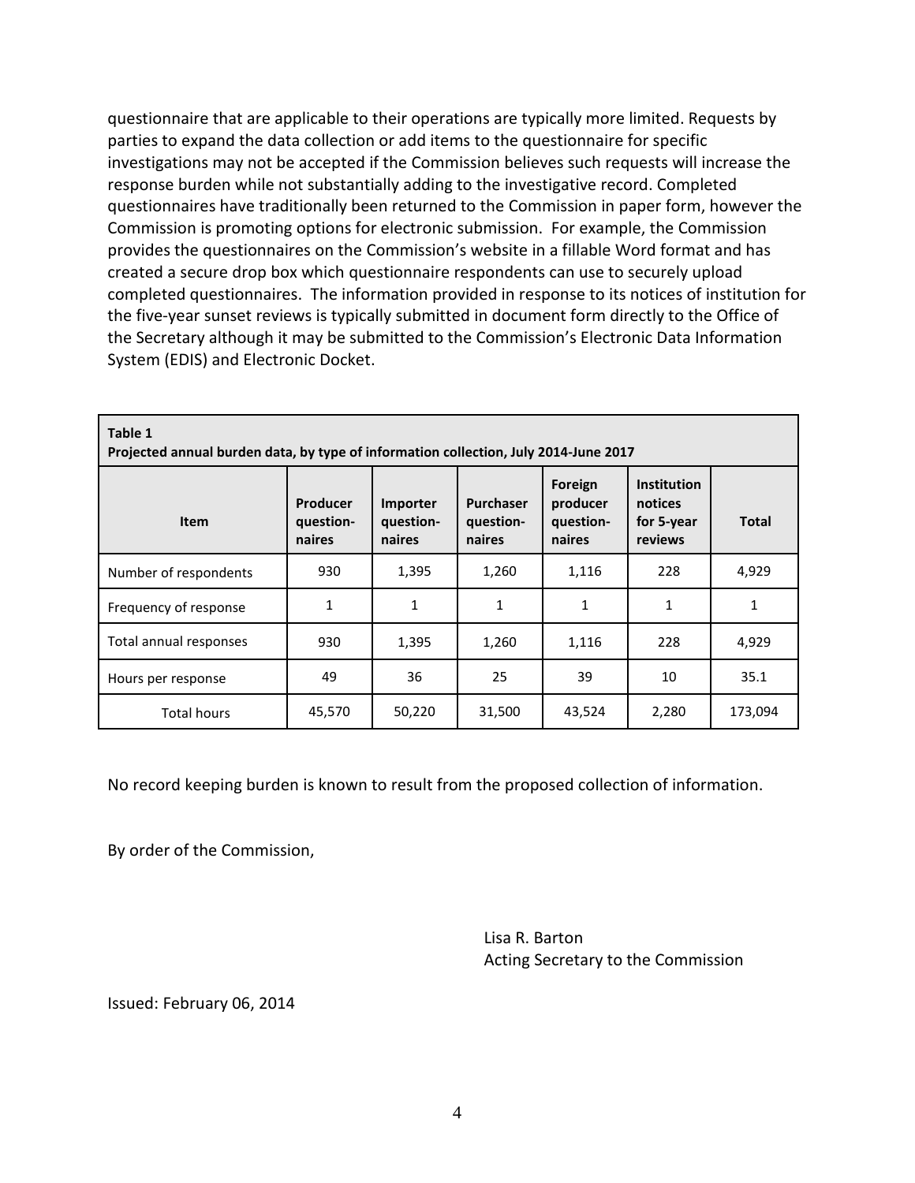questionnaire that are applicable to their operations are typically more limited. Requests by parties to expand the data collection or add items to the questionnaire for specific investigations may not be accepted if the Commission believes such requests will increase the response burden while not substantially adding to the investigative record. Completed questionnaires have traditionally been returned to the Commission in paper form, however the Commission is promoting options for electronic submission. For example, the Commission provides the questionnaires on the Commission's website in a fillable Word format and has created a secure drop box which questionnaire respondents can use to securely upload completed questionnaires. The information provided in response to its notices of institution for the five-year sunset reviews is typically submitted in document form directly to the Office of the Secretary although it may be submitted to the Commission's Electronic Data Information System (EDIS) and Electronic Docket.

**Table 1**
**Projected annual burden data, by type of information collection, July 2014-June 2017**

| Item | Producer question-naires | Importer question-naires | Purchaser question-naires | Foreign producer question-naires | Institution notices for 5-year reviews | Total |
|---|---|---|---|---|---|---|
| Number of respondents | 930 | 1,395 | 1,260 | 1,116 | 228 | 4,929 |
| Frequency of response | 1 | 1 | 1 | 1 | 1 | 1 |
| Total annual responses | 930 | 1,395 | 1,260 | 1,116 | 228 | 4,929 |
| Hours per response | 49 | 36 | 25 | 39 | 10 | 35.1 |
| Total hours | 45,570 | 50,220 | 31,500 | 43,524 | 2,280 | 173,094 |

No record keeping burden is known to result from the proposed collection of information.

By order of the Commission,

Lisa R. Barton
Acting Secretary to the Commission

Issued: February 06, 2014